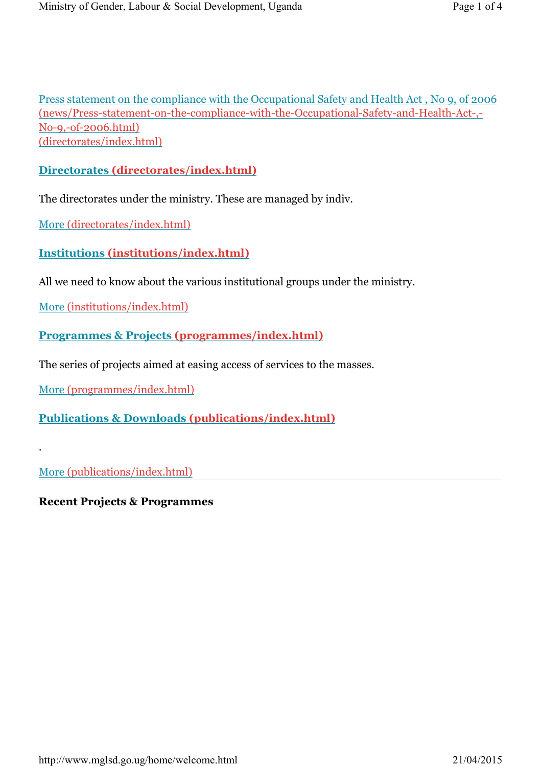Press statement on the compliance with the Occupational Safety and Health Act , No 9, of 2006 (news/Press-statement-on-the-compliance-with-the-Occupational-Safety-and-Health-Act-,-No-9,-of-2006.html)
(directorates/index.html)

### Directorates (directorates/index.html)

The directorates under the ministry. These are managed by indiv.

More (directorates/index.html)

### Institutions (institutions/index.html)

All we need to know about the various institutional groups under the ministry.

More (institutions/index.html)

### Programmes & Projects (programmes/index.html)

The series of projects aimed at easing access of services to the masses.

More (programmes/index.html)

### Publications & Downloads (publications/index.html)

.

More (publications/index.html)

---

**Recent Projects & Programmes**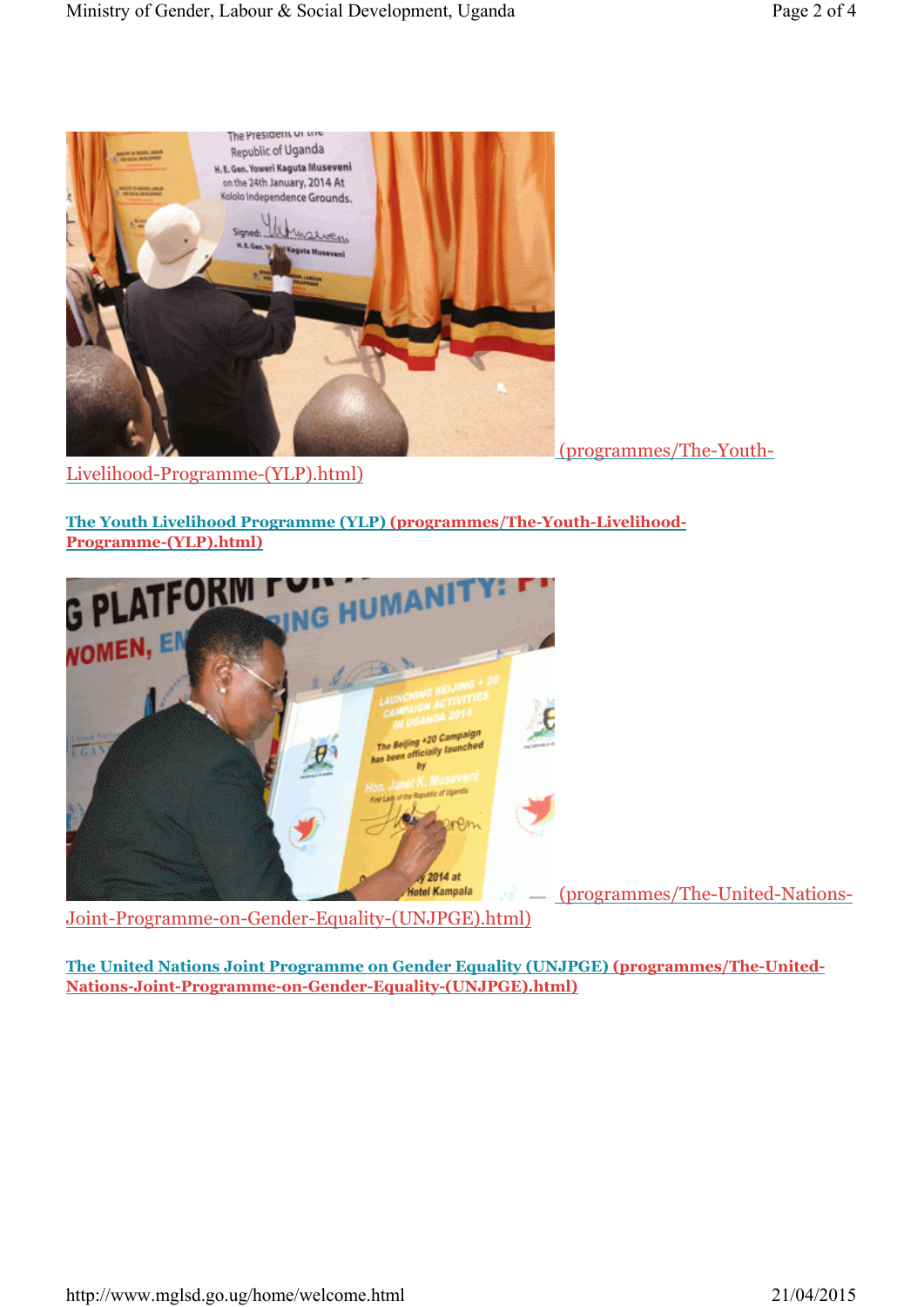(programmes/The-Youth-Livelihood-Programme-(YLP).html)

**The Youth Livelihood Programme (YLP) (programmes/The-Youth-Livelihood-Programme-(YLP).html)**

(programmes/The-United-Nations-Joint-Programme-on-Gender-Equality-(UNJPGE).html)

**The United Nations Joint Programme on Gender Equality (UNJPGE) (programmes/The-United-Nations-Joint-Programme-on-Gender-Equality-(UNJPGE).html)**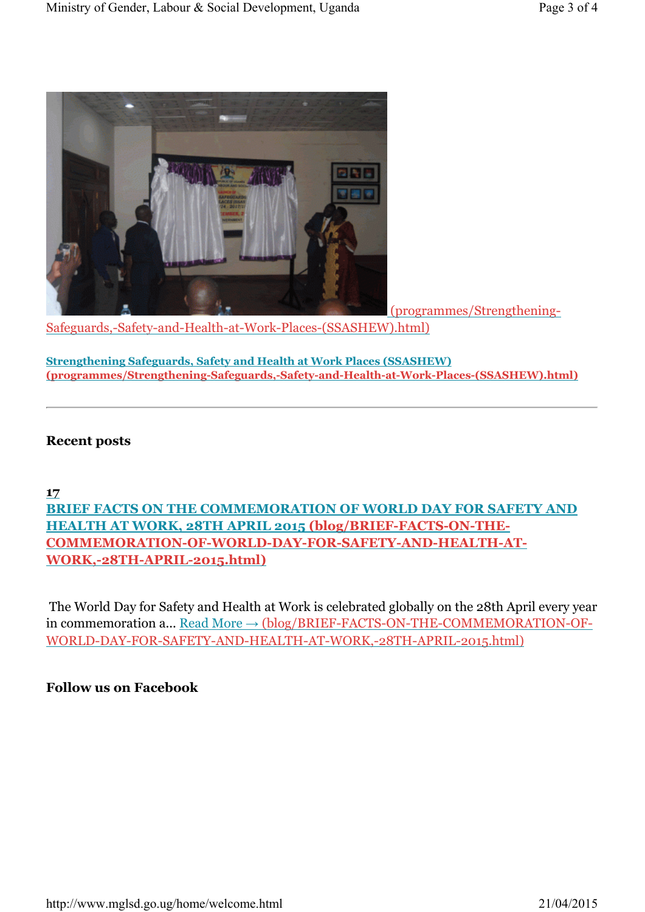(programmes/Strengthening-Safeguards,-Safety-and-Health-at-Work-Places-(SSASHEW).html)

**Strengthening Safeguards, Safety and Health at Work Places (SSASHEW) (programmes/Strengthening-Safeguards,-Safety-and-Health-at-Work-Places-(SSASHEW).html)**

---

### Recent posts

**17**

**BRIEF FACTS ON THE COMMEMORATION OF WORLD DAY FOR SAFETY AND HEALTH AT WORK, 28TH APRIL 2015 (blog/BRIEF-FACTS-ON-THE-COMMEMORATION-OF-WORLD-DAY-FOR-SAFETY-AND-HEALTH-AT-WORK,-28TH-APRIL-2015.html)**

The World Day for Safety and Health at Work is celebrated globally on the 28th April every year in commemoration a... Read More → (blog/BRIEF-FACTS-ON-THE-COMMEMORATION-OF-WORLD-DAY-FOR-SAFETY-AND-HEALTH-AT-WORK,-28TH-APRIL-2015.html)

### Follow us on Facebook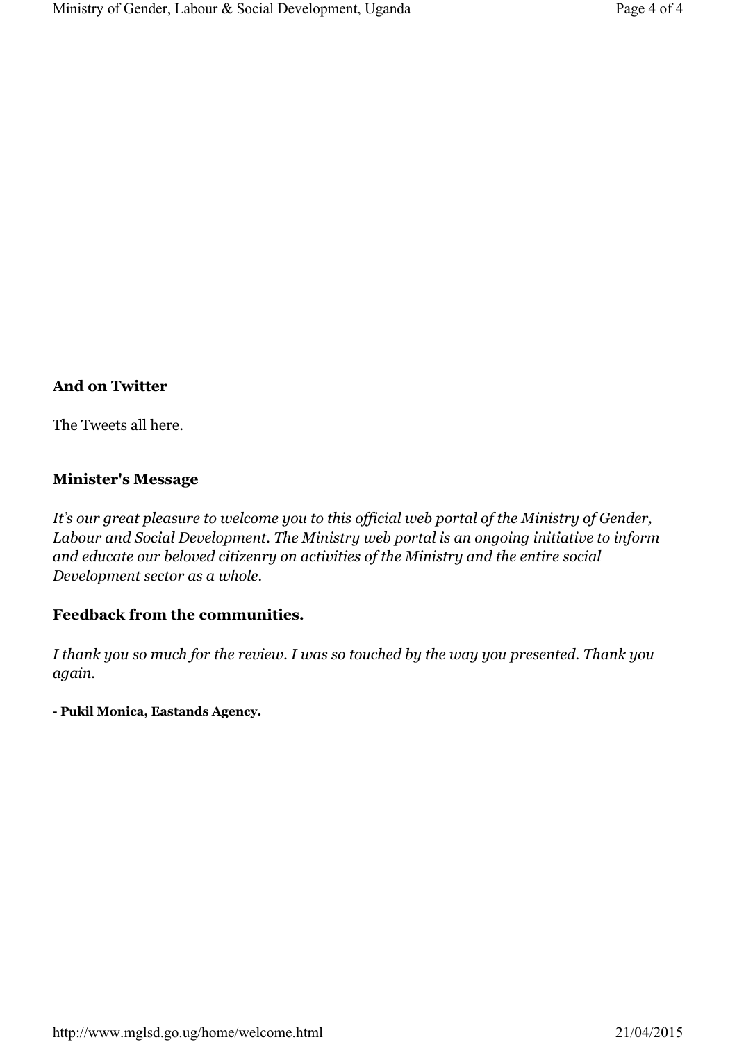### And on Twitter

The Tweets all here.

### Minister's Message

*It's our great pleasure to welcome you to this official web portal of the Ministry of Gender, Labour and Social Development. The Ministry web portal is an ongoing initiative to inform and educate our beloved citizenry on activities of the Ministry and the entire social Development sector as a whole.*

### Feedback from the communities.

*I thank you so much for the review. I was so touched by the way you presented. Thank you again.*

**- Pukil Monica, Eastands Agency.**